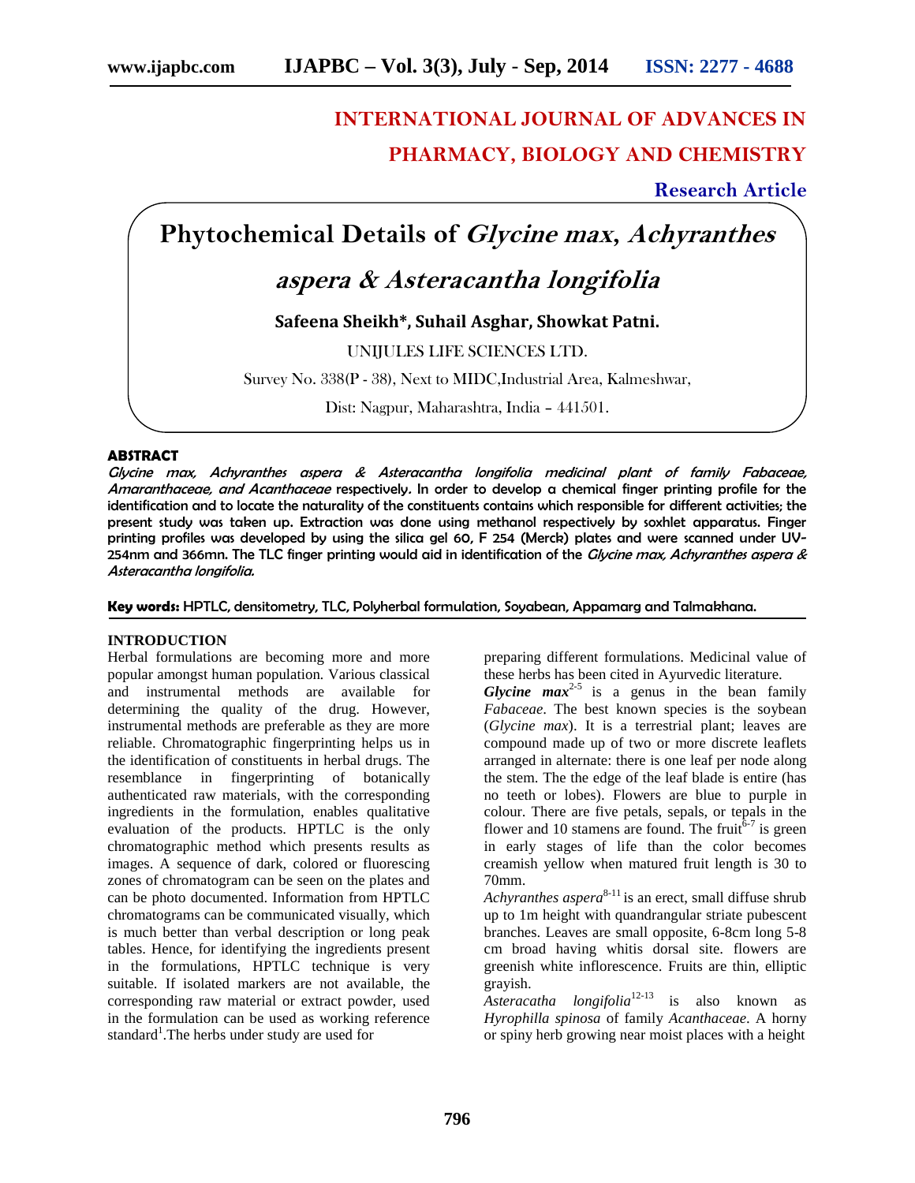# INTERNATIONAL JOURNAL OF ADVANCES IN PHARMACY, BIOLOGY AND CHEMISTRY

**Research Article**

# Phytochemical Details of *Glycine max*, *Achyranthes aspera* & *Asteracantha longifolia*

**Safeena Sheikh\*, Suhail Asghar, Showkat Patni.**

UNIJULES LIFE SCIENCES LTD.

Survey No. 338(P - 38), Next to MIDC,Industrial Area, Kalmeshwar,

Dist: Nagpur, Maharashtra, India – 441501.

## ABSTRACT

*Glycine max, Achyranthes aspera & Asteracantha longifolia medicinal plant of family Fabaceae, Amaranthaceae, and Acanthaceae* respectively. In order to develop a chemical finger printing profile for the identification and to locate the naturality of the constituents contains which responsible for different activities; the present study was taken up. Extraction was done using methanol respectively by soxhlet apparatus. Finger printing profiles was developed by using the silica gel 60, F 254 (Merck) plates and were scanned under UV-254nm and 366mn. The TLC finger printing would aid in identification of the *Glycine max, Achyranthes aspera & Asteracantha longifolia.*

**Key words:** HPTLC, densitometry, TLC, Polyherbal formulation, Soyabean, Appamarg and Talmakhana.

## INTRODUCTION

Herbal formulations are becoming more and more popular amongst human population. Various classical and instrumental methods are available for determining the quality of the drug. However, instrumental methods are preferable as they are more reliable. Chromatographic fingerprinting helps us in the identification of constituents in herbal drugs. The resemblance in fingerprinting of botanically authenticated raw materials, with the corresponding ingredients in the formulation, enables qualitative evaluation of the products. HPTLC is the only chromatographic method which presents results as images. A sequence of dark, colored or fluorescing zones of chromatogram can be seen on the plates and can be photo documented. Information from HPTLC chromatograms can be communicated visually, which is much better than verbal description or long peak tables. Hence, for identifying the ingredients present in the formulations, HPTLC technique is very suitable. If isolated markers are not available, the corresponding raw material or extract powder, used in the formulation can be used as working reference standard[1].The herbs under study are used for preparing different formulations. Medicinal value of these herbs has been cited in Ayurvedic literature.

***Glycine max***[2-5] is a genus in the bean family *Fabaceae*. The best known species is the soybean (*Glycine max*). It is a terrestrial plant; leaves are compound made up of two or more discrete leaflets arranged in alternate: there is one leaf per node along the stem. The the edge of the leaf blade is entire (has no teeth or lobes). Flowers are blue to purple in colour. There are five petals, sepals, or tepals in the flower and 10 stamens are found. The fruit[6-7] is green in early stages of life than the color becomes creamish yellow when matured fruit length is 30 to 70mm.

*Achyranthes aspera*[8-11] is an erect, small diffuse shrub up to 1m height with quandrangular striate pubescent branches. Leaves are small opposite, 6-8cm long 5-8 cm broad having whitis dorsal site. flowers are greenish white inflorescence. Fruits are thin, elliptic grayish.

*Asteracatha longifolia*[12-13] is also known as *Hyrophilla spinosa* of family *Acanthaceae*. A horny or spiny herb growing near moist places with a height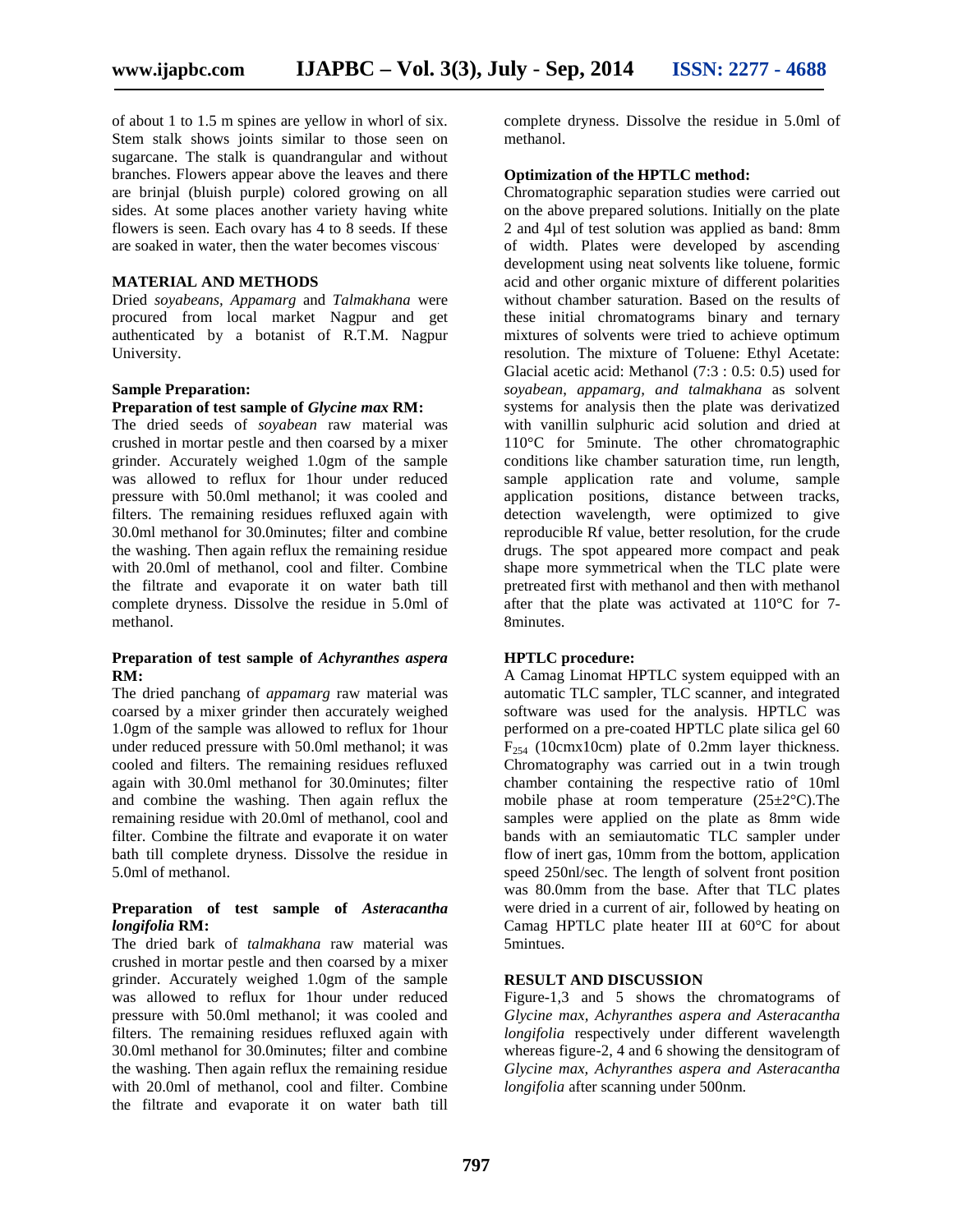of about 1 to 1.5 m spines are yellow in whorl of six. Stem stalk shows joints similar to those seen on sugarcane. The stalk is quandrangular and without branches. Flowers appear above the leaves and there are brinjal (bluish purple) colored growing on all sides. At some places another variety having white flowers is seen. Each ovary has 4 to 8 seeds. If these are soaked in water, then the water becomes viscous.

## MATERIAL AND METHODS

Dried *soyabeans, Appamarg* and *Talmakhana* were procured from local market Nagpur and get authenticated by a botanist of R.T.M. Nagpur University.

### Sample Preparation:

**Preparation of test sample of *Glycine max* RM:**

The dried seeds of *soyabean* raw material was crushed in mortar pestle and then coarsed by a mixer grinder. Accurately weighed 1.0gm of the sample was allowed to reflux for 1hour under reduced pressure with 50.0ml methanol; it was cooled and filters. The remaining residues refluxed again with 30.0ml methanol for 30.0minutes; filter and combine the washing. Then again reflux the remaining residue with 20.0ml of methanol, cool and filter. Combine the filtrate and evaporate it on water bath till complete dryness. Dissolve the residue in 5.0ml of methanol.

**Preparation of test sample of *Achyranthes aspera* RM:**

The dried panchang of *appamarg* raw material was coarsed by a mixer grinder then accurately weighed 1.0gm of the sample was allowed to reflux for 1hour under reduced pressure with 50.0ml methanol; it was cooled and filters. The remaining residues refluxed again with 30.0ml methanol for 30.0minutes; filter and combine the washing. Then again reflux the remaining residue with 20.0ml of methanol, cool and filter. Combine the filtrate and evaporate it on water bath till complete dryness. Dissolve the residue in 5.0ml of methanol.

**Preparation of test sample of *Asteracantha longifolia* RM:**

The dried bark of *talmakhana* raw material was crushed in mortar pestle and then coarsed by a mixer grinder. Accurately weighed 1.0gm of the sample was allowed to reflux for 1hour under reduced pressure with 50.0ml methanol; it was cooled and filters. The remaining residues refluxed again with 30.0ml methanol for 30.0minutes; filter and combine the washing. Then again reflux the remaining residue with 20.0ml of methanol, cool and filter. Combine the filtrate and evaporate it on water bath till complete dryness. Dissolve the residue in 5.0ml of methanol.

### Optimization of the HPTLC method:

Chromatographic separation studies were carried out on the above prepared solutions. Initially on the plate 2 and 4µl of test solution was applied as band: 8mm of width. Plates were developed by ascending development using neat solvents like toluene, formic acid and other organic mixture of different polarities without chamber saturation. Based on the results of these initial chromatograms binary and ternary mixtures of solvents were tried to achieve optimum resolution. The mixture of Toluene: Ethyl Acetate: Glacial acetic acid: Methanol (7:3 : 0.5: 0.5) used for *soyabean, appamarg, and talmakhana* as solvent systems for analysis then the plate was derivatized with vanillin sulphuric acid solution and dried at 110°C for 5minute. The other chromatographic conditions like chamber saturation time, run length, sample application rate and volume, sample application positions, distance between tracks, detection wavelength, were optimized to give reproducible Rf value, better resolution, for the crude drugs. The spot appeared more compact and peak shape more symmetrical when the TLC plate were pretreated first with methanol and then with methanol after that the plate was activated at 110°C for 7-8minutes.

### HPTLC procedure:

A Camag Linomat HPTLC system equipped with an automatic TLC sampler, TLC scanner, and integrated software was used for the analysis. HPTLC was performed on a pre-coated HPTLC plate silica gel 60 $F_{254}$ (10cmx10cm) plate of 0.2mm layer thickness. Chromatography was carried out in a twin trough chamber containing the respective ratio of 10ml mobile phase at room temperature (25±2°C).The samples were applied on the plate as 8mm wide bands with an semiautomatic TLC sampler under flow of inert gas, 10mm from the bottom, application speed 250nl/sec. The length of solvent front position was 80.0mm from the base. After that TLC plates were dried in a current of air, followed by heating on Camag HPTLC plate heater III at 60°C for about 5mintues.

## RESULT AND DISCUSSION

Figure-1,3 and 5 shows the chromatograms of *Glycine max, Achyranthes aspera and Asteracantha longifolia* respectively under different wavelength whereas figure-2, 4 and 6 showing the densitogram of *Glycine max, Achyranthes aspera and Asteracantha longifolia* after scanning under 500nm.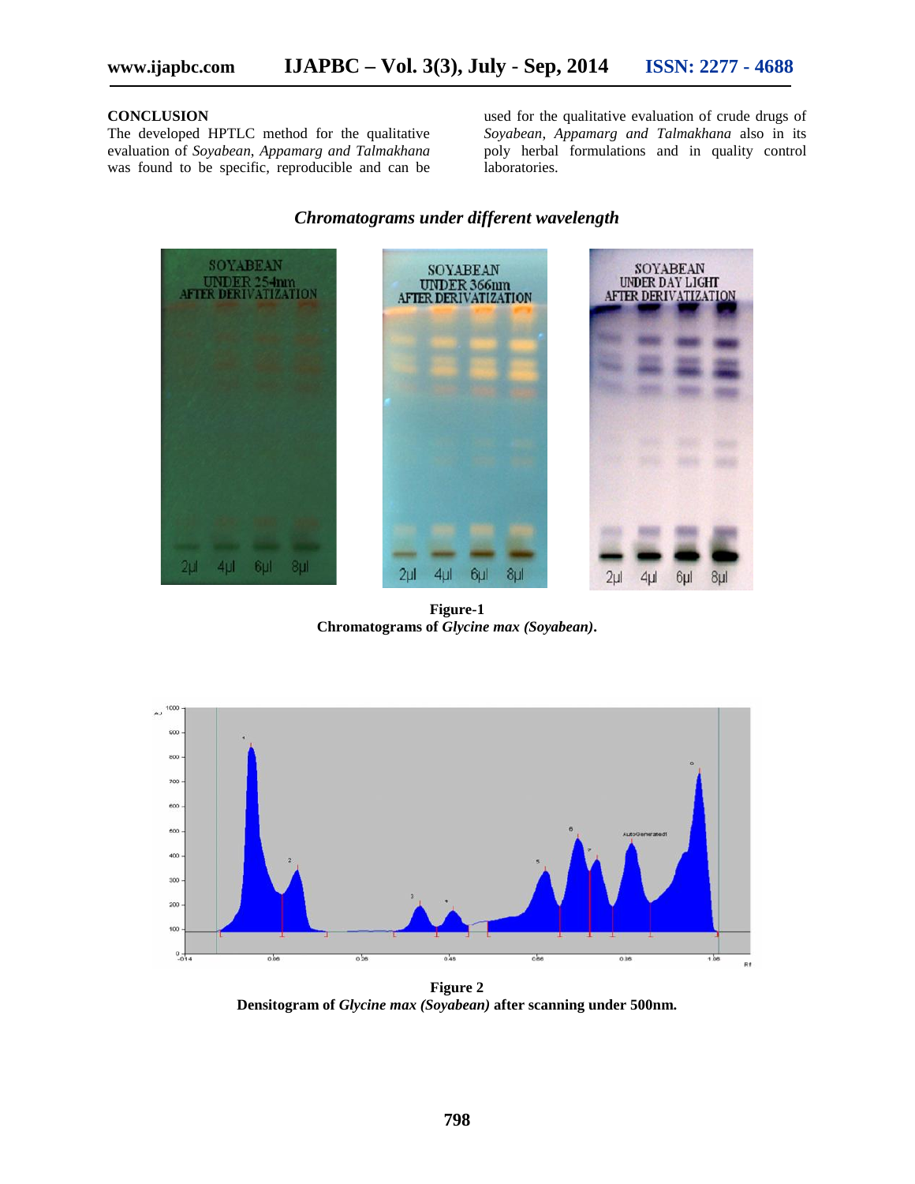## CONCLUSION

The developed HPTLC method for the qualitative evaluation of *Soyabean*, *Appamarg and Talmakhana* was found to be specific, reproducible and can be used for the qualitative evaluation of crude drugs of *Soyabean*, *Appamarg and Talmakhana* also in its poly herbal formulations and in quality control laboratories.

### *Chromatograms under different wavelength*

**Figure-1**
**Chromatograms of *Glycine max (Soyabean)*.**

**Figure 2**
**Densitogram of *Glycine max (Soyabean)* after scanning under 500nm.**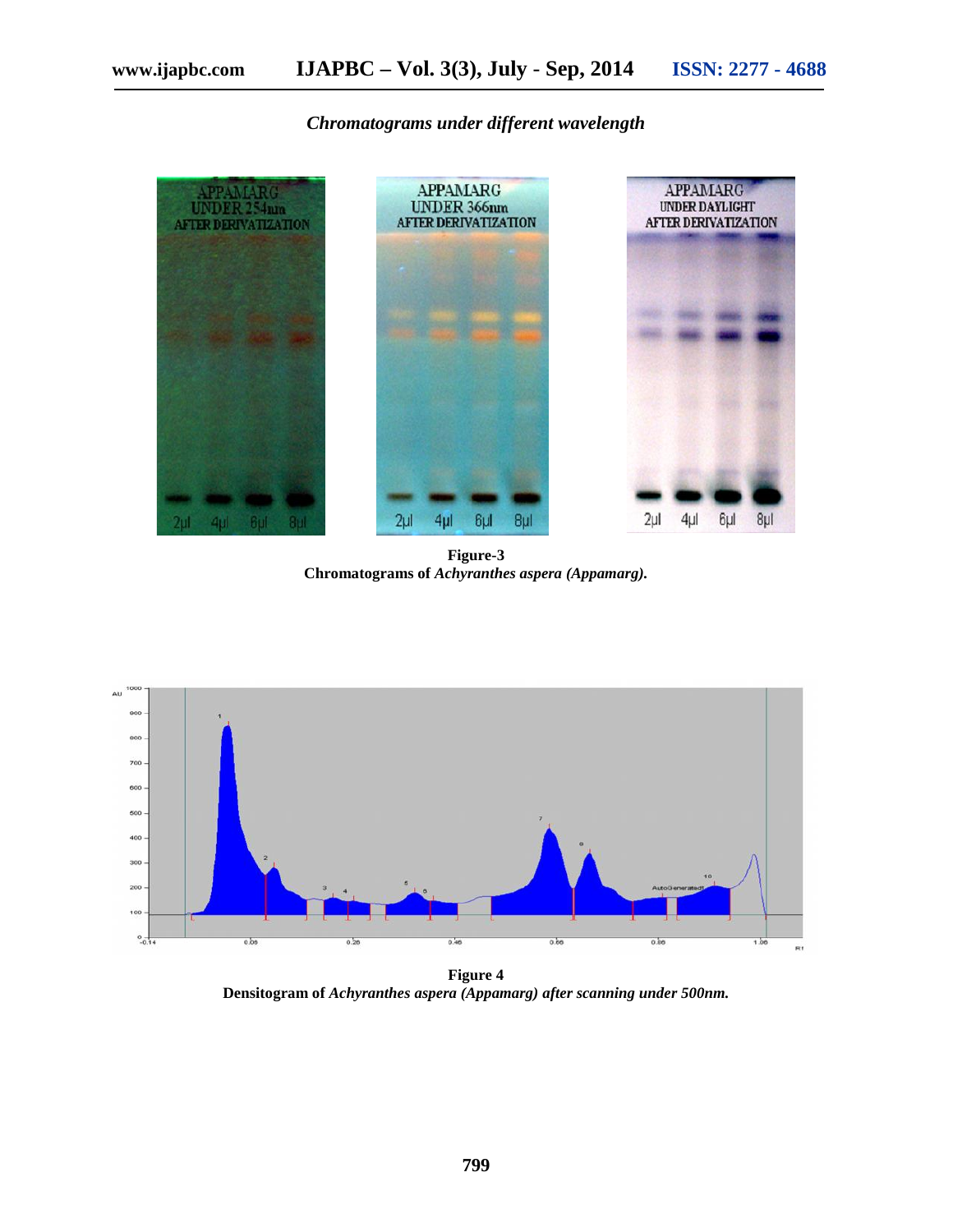*Chromatograms under different wavelength*

**Figure-3**
**Chromatograms of *Achyranthes aspera (Appamarg).***

**Figure 4**
**Densitogram of *Achyranthes aspera (Appamarg) after scanning under 500nm.***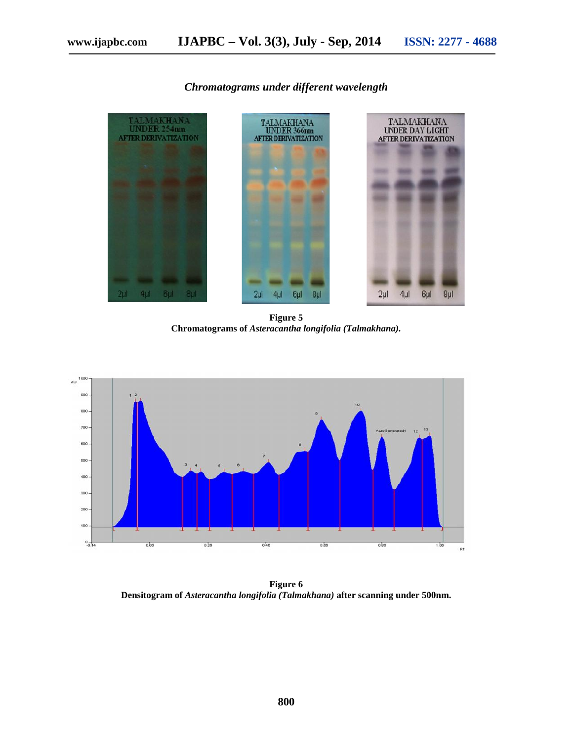### *Chromatograms under different wavelength*

**Figure 5**
**Chromatograms of *Asteracantha longifolia (Talmakhana).***

**Figure 6**
**Densitogram of *Asteracantha longifolia (Talmakhana)* after scanning under 500nm.**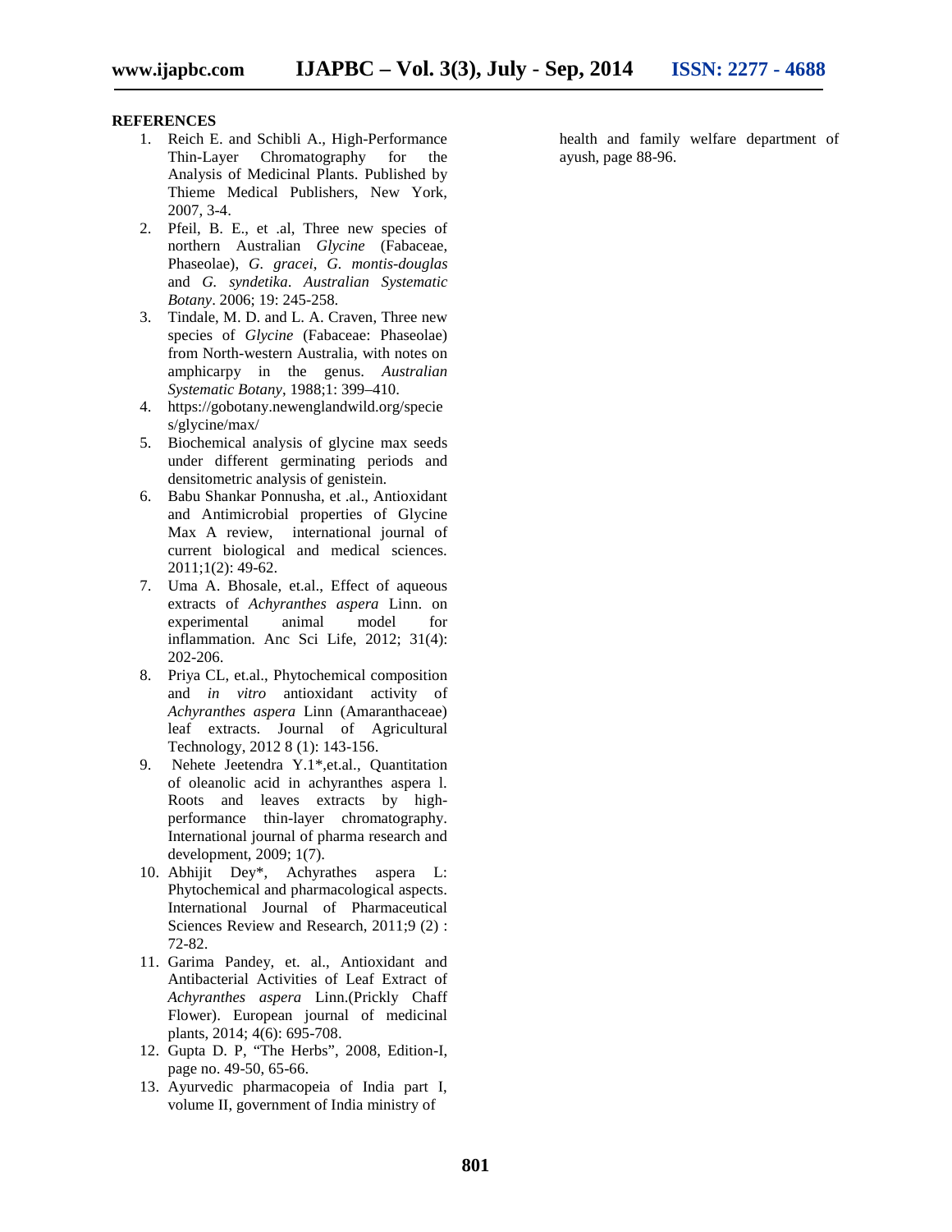**REFERENCES**

1. Reich E. and Schibli A., High-Performance Thin-Layer Chromatography for the Analysis of Medicinal Plants. Published by Thieme Medical Publishers, New York, 2007, 3-4.
2. Pfeil, B. E., et .al, Three new species of northern Australian *Glycine* (Fabaceae, Phaseolae), *G. gracei*, *G. montis-douglas* and *G. syndetika*. *Australian Systematic Botany*. 2006; 19: 245-258.
3. Tindale, M. D. and L. A. Craven, Three new species of *Glycine* (Fabaceae: Phaseolae) from North-western Australia, with notes on amphicarpy in the genus. *Australian Systematic Botany*, 1988;1: 399–410.
4. https://gobotany.newenglandwild.org/species/glycine/max/
5. Biochemical analysis of glycine max seeds under different germinating periods and densitometric analysis of genistein.
6. Babu Shankar Ponnusha, et .al., Antioxidant and Antimicrobial properties of Glycine Max A review, international journal of current biological and medical sciences. 2011;1(2): 49-62.
7. Uma A. Bhosale, et.al., Effect of aqueous extracts of *Achyranthes aspera* Linn. on experimental animal model for inflammation. Anc Sci Life, 2012; 31(4): 202-206.
8. Priya CL, et.al., Phytochemical composition and *in vitro* antioxidant activity of *Achyranthes aspera* Linn (Amaranthaceae) leaf extracts. Journal of Agricultural Technology, 2012 8 (1): 143-156.
9. Nehete Jeetendra Y.1*,et.al., Quantitation of oleanolic acid in achyranthes aspera l. Roots and leaves extracts by high-performance thin-layer chromatography. International journal of pharma research and development, 2009; 1(7).
10. Abhijit Dey*, Achyrathes aspera L: Phytochemical and pharmacological aspects. International Journal of Pharmaceutical Sciences Review and Research, 2011;9 (2) : 72-82.
11. Garima Pandey, et. al., Antioxidant and Antibacterial Activities of Leaf Extract of *Achyranthes aspera* Linn.(Prickly Chaff Flower). European journal of medicinal plants, 2014; 4(6): 695-708.
12. Gupta D. P, "The Herbs", 2008, Edition-I, page no. 49-50, 65-66.
13. Ayurvedic pharmacopeia of India part I, volume II, government of India ministry of health and family welfare department of ayush, page 88-96.